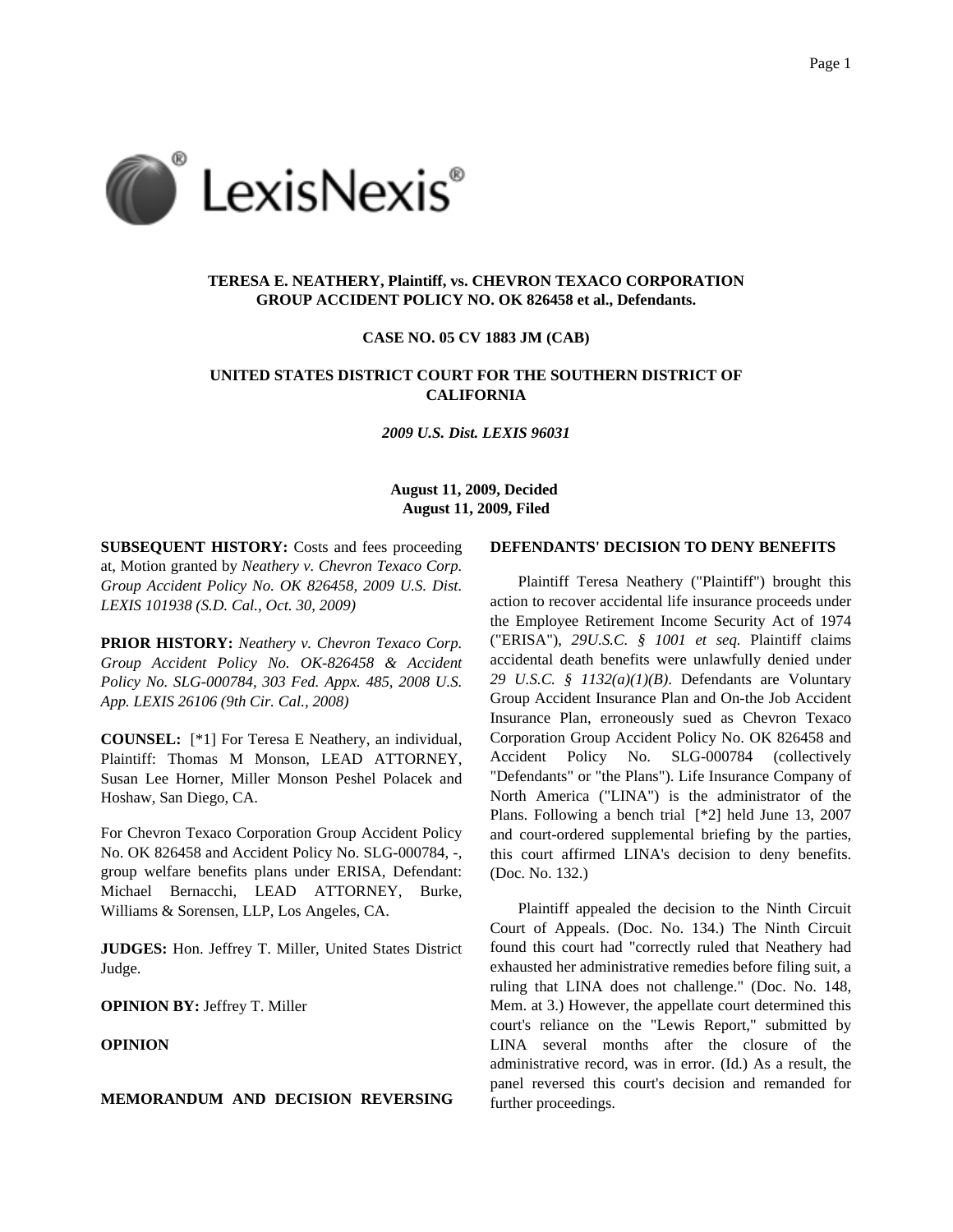**TERESA E. NEATHERY, Plaintiff, vs. CHEVRON TEXACO CORPORATION GROUP ACCIDENT POLICY NO. OK 826458 et al., Defendants.**

**CASE NO. 05 CV 1883 JM (CAB)**

**UNITED STATES DISTRICT COURT FOR THE SOUTHERN DISTRICT OF CALIFORNIA**

*2009 U.S. Dist. LEXIS 96031*

**August 11, 2009, Decided**
**August 11, 2009, Filed**

**SUBSEQUENT HISTORY:** Costs and fees proceeding at, Motion granted by *Neathery v. Chevron Texaco Corp. Group Accident Policy No. OK 826458, 2009 U.S. Dist. LEXIS 101938 (S.D. Cal., Oct. 30, 2009)*

**PRIOR HISTORY:** *Neathery v. Chevron Texaco Corp. Group Accident Policy No. OK-826458 & Accident Policy No. SLG-000784, 303 Fed. Appx. 485, 2008 U.S. App. LEXIS 26106 (9th Cir. Cal., 2008)*

**COUNSEL:** [*1] For Teresa E Neathery, an individual, Plaintiff: Thomas M Monson, LEAD ATTORNEY, Susan Lee Horner, Miller Monson Peshel Polacek and Hoshaw, San Diego, CA.

For Chevron Texaco Corporation Group Accident Policy No. OK 826458 and Accident Policy No. SLG-000784, -, group welfare benefits plans under ERISA, Defendant: Michael Bernacchi, LEAD ATTORNEY, Burke, Williams & Sorensen, LLP, Los Angeles, CA.

**JUDGES:** Hon. Jeffrey T. Miller, United States District Judge.

**OPINION BY:** Jeffrey T. Miller

**OPINION**

**MEMORANDUM AND DECISION REVERSING DEFENDANTS' DECISION TO DENY BENEFITS**

Plaintiff Teresa Neathery ("Plaintiff") brought this action to recover accidental life insurance proceeds under the Employee Retirement Income Security Act of 1974 ("ERISA"), *29U.S.C. § 1001 et seq.* Plaintiff claims accidental death benefits were unlawfully denied under *29 U.S.C. § 1132(a)(1)(B)*. Defendants are Voluntary Group Accident Insurance Plan and On-the Job Accident Insurance Plan, erroneously sued as Chevron Texaco Corporation Group Accident Policy No. OK 826458 and Accident Policy No. SLG-000784 (collectively "Defendants" or "the Plans"). Life Insurance Company of North America ("LINA") is the administrator of the Plans. Following a bench trial [*2] held June 13, 2007 and court-ordered supplemental briefing by the parties, this court affirmed LINA's decision to deny benefits. (Doc. No. 132.)

Plaintiff appealed the decision to the Ninth Circuit Court of Appeals. (Doc. No. 134.) The Ninth Circuit found this court had "correctly ruled that Neathery had exhausted her administrative remedies before filing suit, a ruling that LINA does not challenge." (Doc. No. 148, Mem. at 3.) However, the appellate court determined this court's reliance on the "Lewis Report," submitted by LINA several months after the closure of the administrative record, was in error. (Id.) As a result, the panel reversed this court's decision and remanded for further proceedings.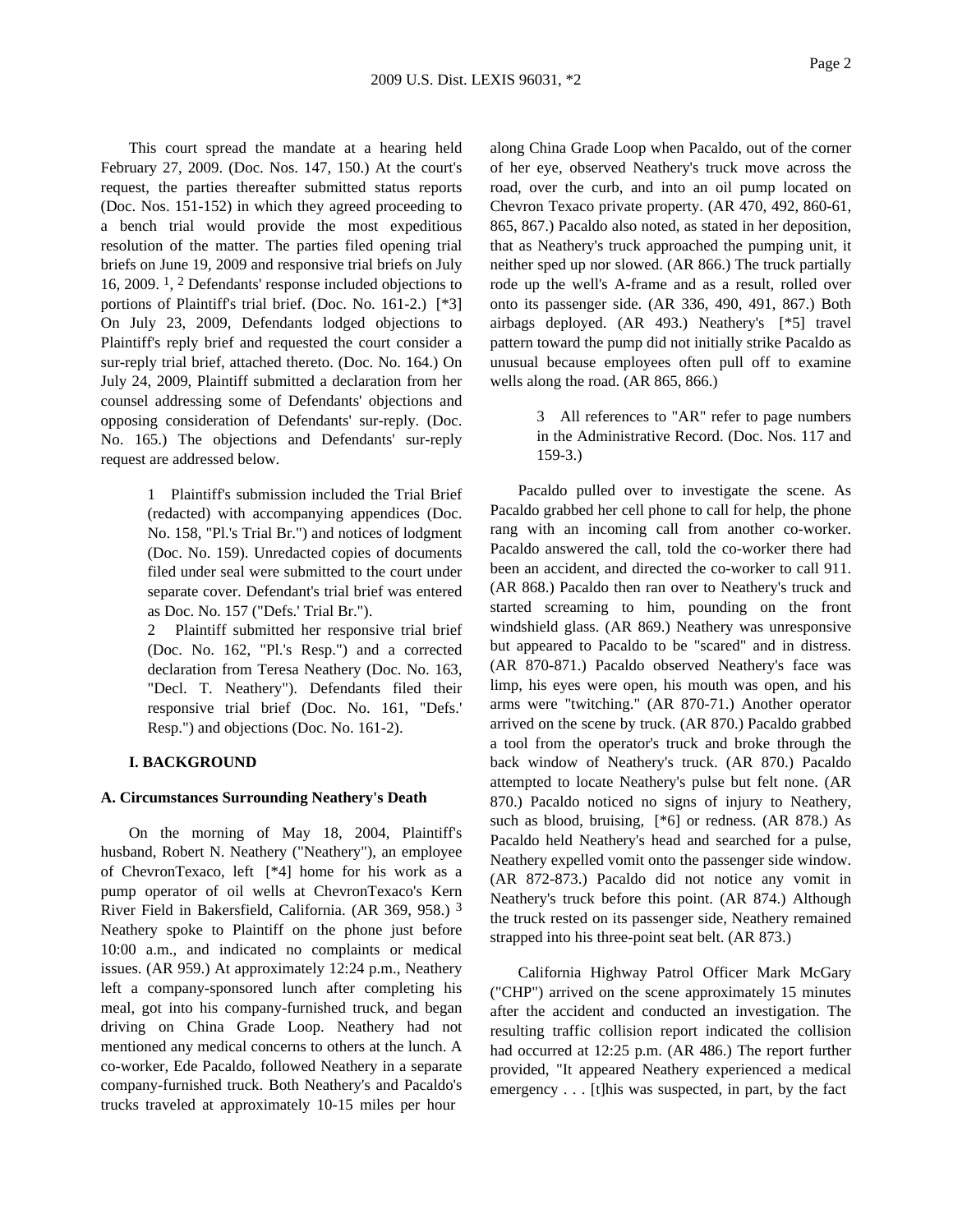This court spread the mandate at a hearing held February 27, 2009. (Doc. Nos. 147, 150.) At the court's request, the parties thereafter submitted status reports (Doc. Nos. 151-152) in which they agreed proceeding to a bench trial would provide the most expeditious resolution of the matter. The parties filed opening trial briefs on June 19, 2009 and responsive trial briefs on July 16, 2009. [1], [2] Defendants' response included objections to portions of Plaintiff's trial brief. (Doc. No. 161-2.) [*3] On July 23, 2009, Defendants lodged objections to Plaintiff's reply brief and requested the court consider a sur-reply trial brief, attached thereto. (Doc. No. 164.) On July 24, 2009, Plaintiff submitted a declaration from her counsel addressing some of Defendants' objections and opposing consideration of Defendants' sur-reply. (Doc. No. 165.) The objections and Defendants' sur-reply request are addressed below.

> 1 Plaintiff's submission included the Trial Brief (redacted) with accompanying appendices (Doc. No. 158, "Pl.'s Trial Br.") and notices of lodgment (Doc. No. 159). Unredacted copies of documents filed under seal were submitted to the court under separate cover. Defendant's trial brief was entered as Doc. No. 157 ("Defs.' Trial Br.").
>
> 2 Plaintiff submitted her responsive trial brief (Doc. No. 162, "Pl.'s Resp.") and a corrected declaration from Teresa Neathery (Doc. No. 163, "Decl. T. Neathery"). Defendants filed their responsive trial brief (Doc. No. 161, "Defs.' Resp.") and objections (Doc. No. 161-2).

**I. BACKGROUND**

**A. Circumstances Surrounding Neathery's Death**

On the morning of May 18, 2004, Plaintiff's husband, Robert N. Neathery ("Neathery"), an employee of ChevronTexaco, left [*4] home for his work as a pump operator of oil wells at ChevronTexaco's Kern River Field in Bakersfield, California. (AR 369, 958.) [3] Neathery spoke to Plaintiff on the phone just before 10:00 a.m., and indicated no complaints or medical issues. (AR 959.) At approximately 12:24 p.m., Neathery left a company-sponsored lunch after completing his meal, got into his company-furnished truck, and began driving on China Grade Loop. Neathery had not mentioned any medical concerns to others at the lunch. A co-worker, Ede Pacaldo, followed Neathery in a separate company-furnished truck. Both Neathery's and Pacaldo's trucks traveled at approximately 10-15 miles per hour along China Grade Loop when Pacaldo, out of the corner of her eye, observed Neathery's truck move across the road, over the curb, and into an oil pump located on Chevron Texaco private property. (AR 470, 492, 860-61, 865, 867.) Pacaldo also noted, as stated in her deposition, that as Neathery's truck approached the pumping unit, it neither sped up nor slowed. (AR 866.) The truck partially rode up the well's A-frame and as a result, rolled over onto its passenger side. (AR 336, 490, 491, 867.) Both airbags deployed. (AR 493.) Neathery's [*5] travel pattern toward the pump did not initially strike Pacaldo as unusual because employees often pull off to examine wells along the road. (AR 865, 866.)

> 3 All references to "AR" refer to page numbers in the Administrative Record. (Doc. Nos. 117 and 159-3.)

Pacaldo pulled over to investigate the scene. As Pacaldo grabbed her cell phone to call for help, the phone rang with an incoming call from another co-worker. Pacaldo answered the call, told the co-worker there had been an accident, and directed the co-worker to call 911. (AR 868.) Pacaldo then ran over to Neathery's truck and started screaming to him, pounding on the front windshield glass. (AR 869.) Neathery was unresponsive but appeared to Pacaldo to be "scared" and in distress. (AR 870-871.) Pacaldo observed Neathery's face was limp, his eyes were open, his mouth was open, and his arms were "twitching." (AR 870-71.) Another operator arrived on the scene by truck. (AR 870.) Pacaldo grabbed a tool from the operator's truck and broke through the back window of Neathery's truck. (AR 870.) Pacaldo attempted to locate Neathery's pulse but felt none. (AR 870.) Pacaldo noticed no signs of injury to Neathery, such as blood, bruising, [*6] or redness. (AR 878.) As Pacaldo held Neathery's head and searched for a pulse, Neathery expelled vomit onto the passenger side window. (AR 872-873.) Pacaldo did not notice any vomit in Neathery's truck before this point. (AR 874.) Although the truck rested on its passenger side, Neathery remained strapped into his three-point seat belt. (AR 873.)

California Highway Patrol Officer Mark McGary ("CHP") arrived on the scene approximately 15 minutes after the accident and conducted an investigation. The resulting traffic collision report indicated the collision had occurred at 12:25 p.m. (AR 486.) The report further provided, "It appeared Neathery experienced a medical emergency . . . [t]his was suspected, in part, by the fact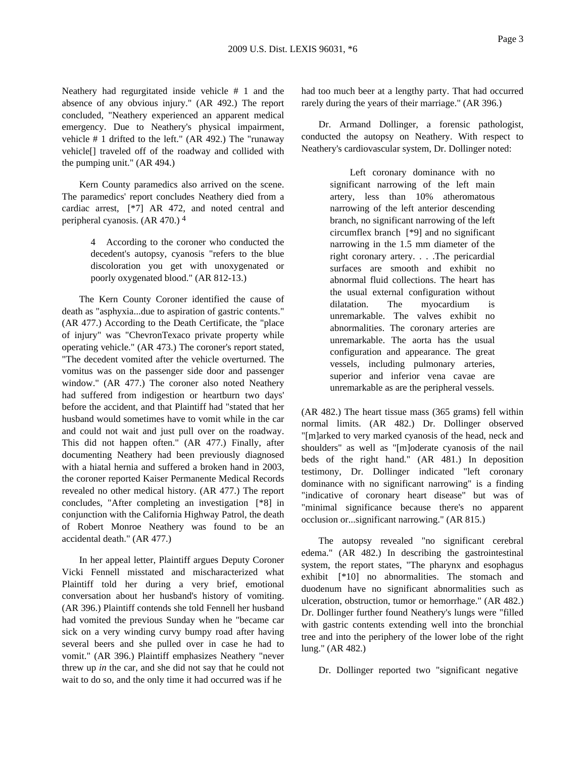Neathery had regurgitated inside vehicle # 1 and the absence of any obvious injury." (AR 492.) The report concluded, "Neathery experienced an apparent medical emergency. Due to Neathery's physical impairment, vehicle # 1 drifted to the left." (AR 492.) The "runaway vehicle[] traveled off of the roadway and collided with the pumping unit." (AR 494.)

Kern County paramedics also arrived on the scene. The paramedics' report concludes Neathery died from a cardiac arrest, [*7] AR 472, and noted central and peripheral cyanosis. (AR 470.) [4]

> 4 According to the coroner who conducted the decedent's autopsy, cyanosis "refers to the blue discoloration you get with unoxygenated or poorly oxygenated blood." (AR 812-13.)

The Kern County Coroner identified the cause of death as "asphyxia...due to aspiration of gastric contents." (AR 477.) According to the Death Certificate, the "place of injury" was "ChevronTexaco private property while operating vehicle." (AR 473.) The coroner's report stated, "The decedent vomited after the vehicle overturned. The vomitus was on the passenger side door and passenger window." (AR 477.) The coroner also noted Neathery had suffered from indigestion or heartburn two days' before the accident, and that Plaintiff had "stated that her husband would sometimes have to vomit while in the car and could not wait and just pull over on the roadway. This did not happen often." (AR 477.) Finally, after documenting Neathery had been previously diagnosed with a hiatal hernia and suffered a broken hand in 2003, the coroner reported Kaiser Permanente Medical Records revealed no other medical history. (AR 477.) The report concludes, "After completing an investigation [*8] in conjunction with the California Highway Patrol, the death of Robert Monroe Neathery was found to be an accidental death." (AR 477.)

In her appeal letter, Plaintiff argues Deputy Coroner Vicki Fennell misstated and mischaracterized what Plaintiff told her during a very brief, emotional conversation about her husband's history of vomiting. (AR 396.) Plaintiff contends she told Fennell her husband had vomited the previous Sunday when he "became car sick on a very winding curvy bumpy road after having several beers and she pulled over in case he had to vomit." (AR 396.) Plaintiff emphasizes Neathery "never threw up *in* the car, and she did not say that he could not wait to do so, and the only time it had occurred was if he had too much beer at a lengthy party. That had occurred rarely during the years of their marriage." (AR 396.)

Dr. Armand Dollinger, a forensic pathologist, conducted the autopsy on Neathery. With respect to Neathery's cardiovascular system, Dr. Dollinger noted:

> Left coronary dominance with no significant narrowing of the left main artery, less than 10% atheromatous narrowing of the left anterior descending branch, no significant narrowing of the left circumflex branch [*9] and no significant narrowing in the 1.5 mm diameter of the right coronary artery. . . .The pericardial surfaces are smooth and exhibit no abnormal fluid collections. The heart has the usual external configuration without dilatation. The myocardium is unremarkable. The valves exhibit no abnormalities. The coronary arteries are unremarkable. The aorta has the usual configuration and appearance. The great vessels, including pulmonary arteries, superior and inferior vena cavae are unremarkable as are the peripheral vessels.

(AR 482.) The heart tissue mass (365 grams) fell within normal limits. (AR 482.) Dr. Dollinger observed "[m]arked to very marked cyanosis of the head, neck and shoulders" as well as "[m]oderate cyanosis of the nail beds of the right hand." (AR 481.) In deposition testimony, Dr. Dollinger indicated "left coronary dominance with no significant narrowing" is a finding "indicative of coronary heart disease" but was of "minimal significance because there's no apparent occlusion or...significant narrowing." (AR 815.)

The autopsy revealed "no significant cerebral edema." (AR 482.) In describing the gastrointestinal system, the report states, "The pharynx and esophagus exhibit [*10] no abnormalities. The stomach and duodenum have no significant abnormalities such as ulceration, obstruction, tumor or hemorrhage." (AR 482.) Dr. Dollinger further found Neathery's lungs were "filled with gastric contents extending well into the bronchial tree and into the periphery of the lower lobe of the right lung." (AR 482.)

Dr. Dollinger reported two "significant negative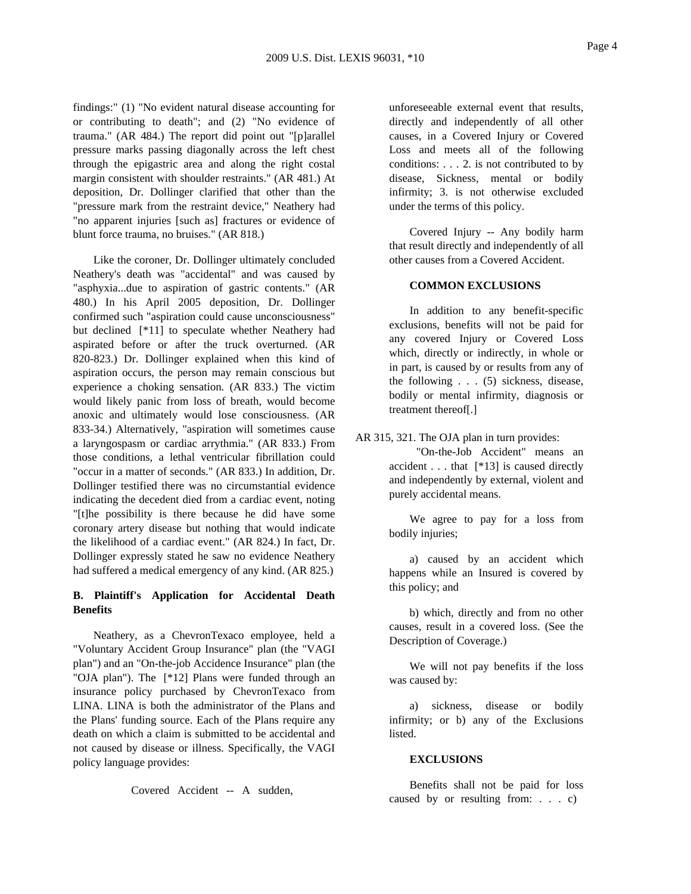findings:" (1) "No evident natural disease accounting for or contributing to death"; and (2) "No evidence of trauma." (AR 484.) The report did point out "[p]arallel pressure marks passing diagonally across the left chest through the epigastric area and along the right costal margin consistent with shoulder restraints." (AR 481.) At deposition, Dr. Dollinger clarified that other than the "pressure mark from the restraint device," Neathery had "no apparent injuries [such as] fractures or evidence of blunt force trauma, no bruises." (AR 818.)

Like the coroner, Dr. Dollinger ultimately concluded Neathery's death was "accidental" and was caused by "asphyxia...due to aspiration of gastric contents." (AR 480.) In his April 2005 deposition, Dr. Dollinger confirmed such "aspiration could cause unconsciousness" but declined [*11] to speculate whether Neathery had aspirated before or after the truck overturned. (AR 820-823.) Dr. Dollinger explained when this kind of aspiration occurs, the person may remain conscious but experience a choking sensation. (AR 833.) The victim would likely panic from loss of breath, would become anoxic and ultimately would lose consciousness. (AR 833-34.) Alternatively, "aspiration will sometimes cause a laryngospasm or cardiac arrythmia." (AR 833.) From those conditions, a lethal ventricular fibrillation could "occur in a matter of seconds." (AR 833.) In addition, Dr. Dollinger testified there was no circumstantial evidence indicating the decedent died from a cardiac event, noting "[t]he possibility is there because he did have some coronary artery disease but nothing that would indicate the likelihood of a cardiac event." (AR 824.) In fact, Dr. Dollinger expressly stated he saw no evidence Neathery had suffered a medical emergency of any kind. (AR 825.)

### B. Plaintiff's Application for Accidental Death Benefits

Neathery, as a ChevronTexaco employee, held a "Voluntary Accident Group Insurance" plan (the "VAGI plan") and an "On-the-job Accidence Insurance" plan (the "OJA plan"). The [*12] Plans were funded through an insurance policy purchased by ChevronTexaco from LINA. LINA is both the administrator of the Plans and the Plans' funding source. Each of the Plans require any death on which a claim is submitted to be accidental and not caused by disease or illness. Specifically, the VAGI policy language provides:

> Covered Accident -- A sudden, unforeseeable external event that results, directly and independently of all other causes, in a Covered Injury or Covered Loss and meets all of the following conditions: . . . 2. is not contributed to by disease, Sickness, mental or bodily infirmity; 3. is not otherwise excluded under the terms of this policy.
>
> Covered Injury -- Any bodily harm that result directly and independently of all other causes from a Covered Accident.
>
> **COMMON EXCLUSIONS**
>
> In addition to any benefit-specific exclusions, benefits will not be paid for any covered Injury or Covered Loss which, directly or indirectly, in whole or in part, is caused by or results from any of the following . . . (5) sickness, disease, bodily or mental infirmity, diagnosis or treatment thereof[.]

AR 315, 321. The OJA plan in turn provides:

> "On-the-Job Accident" means an accident . . . that [*13] is caused directly and independently by external, violent and purely accidental means.
>
> We agree to pay for a loss from bodily injuries;
>
> a) caused by an accident which happens while an Insured is covered by this policy; and
>
> b) which, directly and from no other causes, result in a covered loss. (See the Description of Coverage.)
>
> We will not pay benefits if the loss was caused by:
>
> a) sickness, disease or bodily infirmity; or b) any of the Exclusions listed.
>
> **EXCLUSIONS**
>
> Benefits shall not be paid for loss caused by or resulting from: . . . c)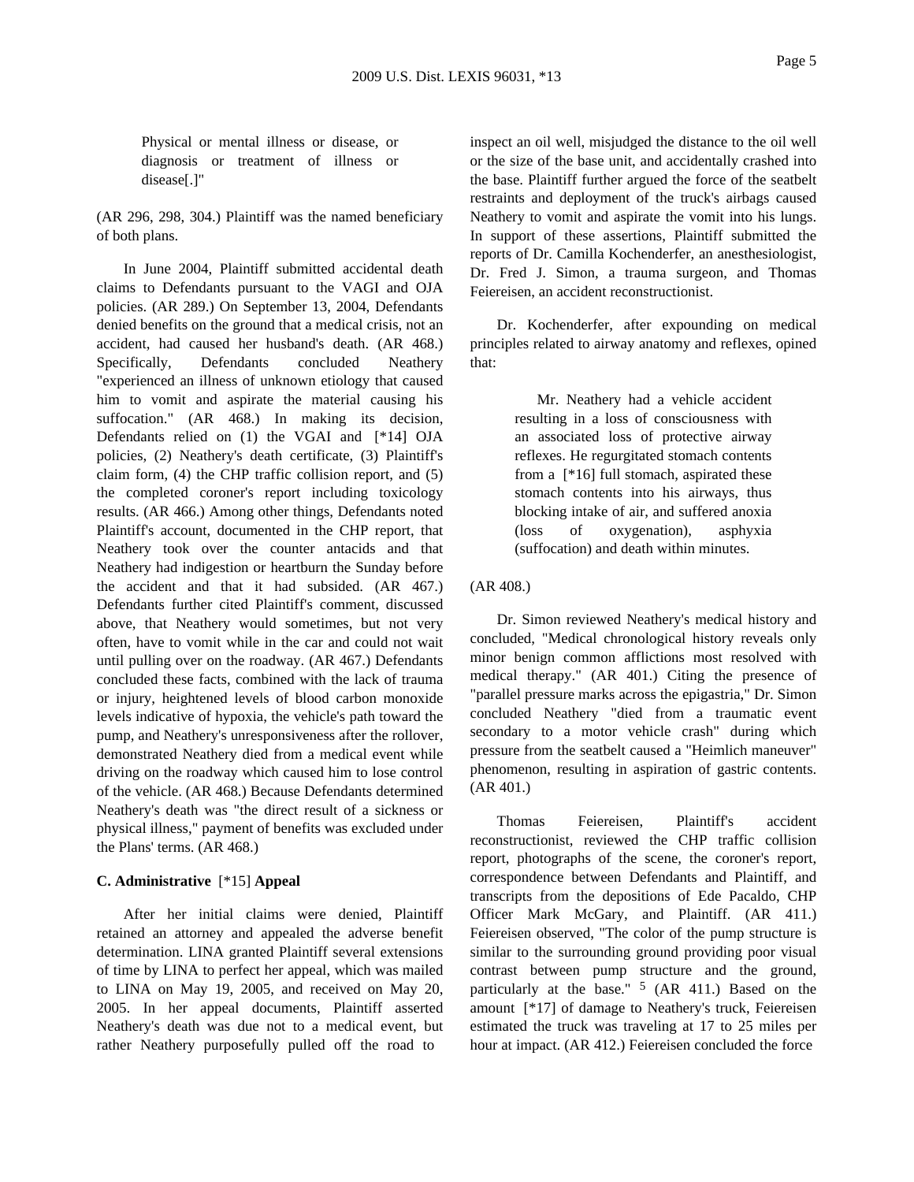Physical or mental illness or disease, or diagnosis or treatment of illness or disease[.]"

(AR 296, 298, 304.) Plaintiff was the named beneficiary of both plans.

In June 2004, Plaintiff submitted accidental death claims to Defendants pursuant to the VAGI and OJA policies. (AR 289.) On September 13, 2004, Defendants denied benefits on the ground that a medical crisis, not an accident, had caused her husband's death. (AR 468.) Specifically, Defendants concluded Neathery "experienced an illness of unknown etiology that caused him to vomit and aspirate the material causing his suffocation." (AR 468.) In making its decision, Defendants relied on (1) the VGAI and [*14] OJA policies, (2) Neathery's death certificate, (3) Plaintiff's claim form, (4) the CHP traffic collision report, and (5) the completed coroner's report including toxicology results. (AR 466.) Among other things, Defendants noted Plaintiff's account, documented in the CHP report, that Neathery took over the counter antacids and that Neathery had indigestion or heartburn the Sunday before the accident and that it had subsided. (AR 467.) Defendants further cited Plaintiff's comment, discussed above, that Neathery would sometimes, but not very often, have to vomit while in the car and could not wait until pulling over on the roadway. (AR 467.) Defendants concluded these facts, combined with the lack of trauma or injury, heightened levels of blood carbon monoxide levels indicative of hypoxia, the vehicle's path toward the pump, and Neathery's unresponsiveness after the rollover, demonstrated Neathery died from a medical event while driving on the roadway which caused him to lose control of the vehicle. (AR 468.) Because Defendants determined Neathery's death was "the direct result of a sickness or physical illness," payment of benefits was excluded under the Plans' terms. (AR 468.)

**C. Administrative** [*15] **Appeal**

After her initial claims were denied, Plaintiff retained an attorney and appealed the adverse benefit determination. LINA granted Plaintiff several extensions of time by LINA to perfect her appeal, which was mailed to LINA on May 19, 2005, and received on May 20, 2005. In her appeal documents, Plaintiff asserted Neathery's death was due not to a medical event, but rather Neathery purposefully pulled off the road to inspect an oil well, misjudged the distance to the oil well or the size of the base unit, and accidentally crashed into the base. Plaintiff further argued the force of the seatbelt restraints and deployment of the truck's airbags caused Neathery to vomit and aspirate the vomit into his lungs. In support of these assertions, Plaintiff submitted the reports of Dr. Camilla Kochenderfer, an anesthesiologist, Dr. Fred J. Simon, a trauma surgeon, and Thomas Feiereisen, an accident reconstructionist.

Dr. Kochenderfer, after expounding on medical principles related to airway anatomy and reflexes, opined that:

> Mr. Neathery had a vehicle accident resulting in a loss of consciousness with an associated loss of protective airway reflexes. He regurgitated stomach contents from a [*16] full stomach, aspirated these stomach contents into his airways, thus blocking intake of air, and suffered anoxia (loss of oxygenation), asphyxia (suffocation) and death within minutes.

(AR 408.)

Dr. Simon reviewed Neathery's medical history and concluded, "Medical chronological history reveals only minor benign common afflictions most resolved with medical therapy." (AR 401.) Citing the presence of "parallel pressure marks across the epigastria," Dr. Simon concluded Neathery "died from a traumatic event secondary to a motor vehicle crash" during which pressure from the seatbelt caused a "Heimlich maneuver" phenomenon, resulting in aspiration of gastric contents. (AR 401.)

Thomas Feiereisen, Plaintiff's accident reconstructionist, reviewed the CHP traffic collision report, photographs of the scene, the coroner's report, correspondence between Defendants and Plaintiff, and transcripts from the depositions of Ede Pacaldo, CHP Officer Mark McGary, and Plaintiff. (AR 411.) Feiereisen observed, "The color of the pump structure is similar to the surrounding ground providing poor visual contrast between pump structure and the ground, particularly at the base." [5] (AR 411.) Based on the amount [*17] of damage to Neathery's truck, Feiereisen estimated the truck was traveling at 17 to 25 miles per hour at impact. (AR 412.) Feiereisen concluded the force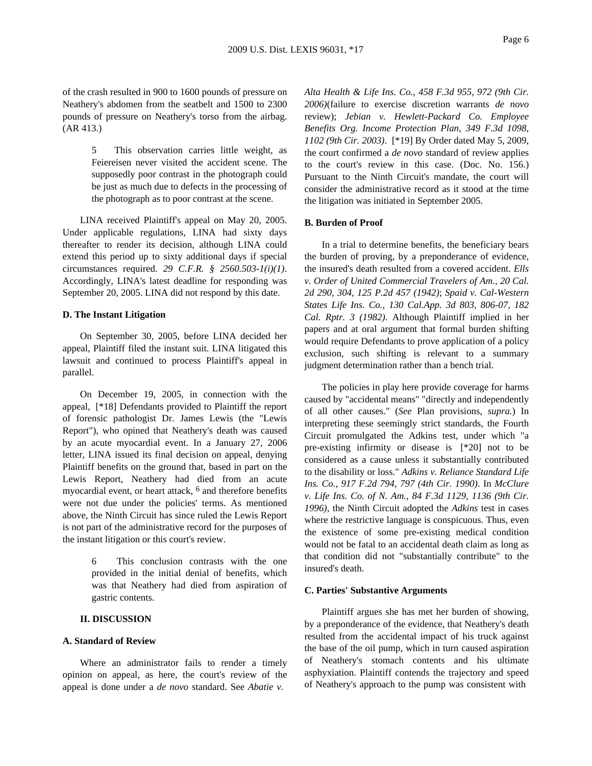of the crash resulted in 900 to 1600 pounds of pressure on Neathery's abdomen from the seatbelt and 1500 to 2300 pounds of pressure on Neathery's torso from the airbag. (AR 413.)

> 5 This observation carries little weight, as Feiereisen never visited the accident scene. The supposedly poor contrast in the photograph could be just as much due to defects in the processing of the photograph as to poor contrast at the scene.

LINA received Plaintiff's appeal on May 20, 2005. Under applicable regulations, LINA had sixty days thereafter to render its decision, although LINA could extend this period up to sixty additional days if special circumstances required. *29 C.F.R. § 2560.503-1(i)(1)*. Accordingly, LINA's latest deadline for responding was September 20, 2005. LINA did not respond by this date.

**D. The Instant Litigation**

On September 30, 2005, before LINA decided her appeal, Plaintiff filed the instant suit. LINA litigated this lawsuit and continued to process Plaintiff's appeal in parallel.

On December 19, 2005, in connection with the appeal, [*18] Defendants provided to Plaintiff the report of forensic pathologist Dr. James Lewis (the "Lewis Report"), who opined that Neathery's death was caused by an acute myocardial event. In a January 27, 2006 letter, LINA issued its final decision on appeal, denying Plaintiff benefits on the ground that, based in part on the Lewis Report, Neathery had died from an acute myocardial event, or heart attack, [6] and therefore benefits were not due under the policies' terms. As mentioned above, the Ninth Circuit has since ruled the Lewis Report is not part of the administrative record for the purposes of the instant litigation or this court's review.

> 6 This conclusion contrasts with the one provided in the initial denial of benefits, which was that Neathery had died from aspiration of gastric contents.

**II. DISCUSSION**

**A. Standard of Review**

Where an administrator fails to render a timely opinion on appeal, as here, the court's review of the appeal is done under a *de novo* standard. See *Abatie v. Alta Health & Life Ins. Co., 458 F.3d 955, 972 (9th Cir. 2006)*(failure to exercise discretion warrants *de novo* review); *Jebian v. Hewlett-Packard Co. Employee Benefits Org. Income Protection Plan, 349 F.3d 1098, 1102 (9th Cir. 2003)*. [*19] By Order dated May 5, 2009, the court confirmed a *de novo* standard of review applies to the court's review in this case. (Doc. No. 156.) Pursuant to the Ninth Circuit's mandate, the court will consider the administrative record as it stood at the time the litigation was initiated in September 2005.

**B. Burden of Proof**

In a trial to determine benefits, the beneficiary bears the burden of proving, by a preponderance of evidence, the insured's death resulted from a covered accident. *Ells v. Order of United Commercial Travelers of Am., 20 Cal. 2d 290, 304, 125 P.2d 457 (1942)*; *Spaid v. Cal-Western States Life Ins. Co., 130 Cal.App. 3d 803, 806-07, 182 Cal. Rptr. 3 (1982)*. Although Plaintiff implied in her papers and at oral argument that formal burden shifting would require Defendants to prove application of a policy exclusion, such shifting is relevant to a summary judgment determination rather than a bench trial.

The policies in play here provide coverage for harms caused by "accidental means" "directly and independently of all other causes." (*See* Plan provisions, *supra.*) In interpreting these seemingly strict standards, the Fourth Circuit promulgated the Adkins test, under which "a pre-existing infirmity or disease is [*20] not to be considered as a cause unless it substantially contributed to the disability or loss." *Adkins v. Reliance Standard Life Ins. Co., 917 F.2d 794, 797 (4th Cir. 1990)*. In *McClure v. Life Ins. Co. of N. Am., 84 F.3d 1129, 1136 (9th Cir. 1996)*, the Ninth Circuit adopted the *Adkins* test in cases where the restrictive language is conspicuous. Thus, even the existence of some pre-existing medical condition would not be fatal to an accidental death claim as long as that condition did not "substantially contribute" to the insured's death.

**C. Parties' Substantive Arguments**

Plaintiff argues she has met her burden of showing, by a preponderance of the evidence, that Neathery's death resulted from the accidental impact of his truck against the base of the oil pump, which in turn caused aspiration of Neathery's stomach contents and his ultimate asphyxiation. Plaintiff contends the trajectory and speed of Neathery's approach to the pump was consistent with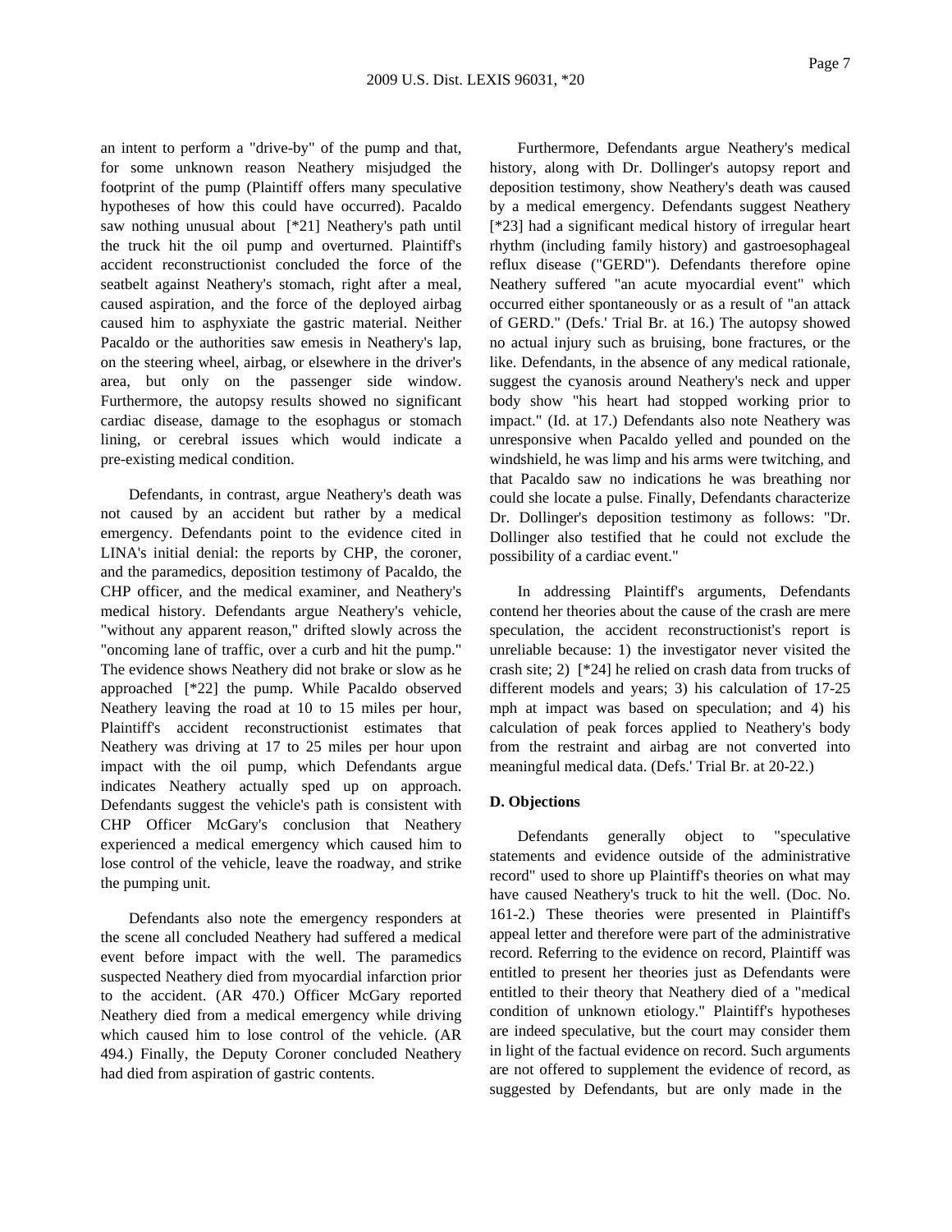an intent to perform a "drive-by" of the pump and that, for some unknown reason Neathery misjudged the footprint of the pump (Plaintiff offers many speculative hypotheses of how this could have occurred). Pacaldo saw nothing unusual about [*21] Neathery's path until the truck hit the oil pump and overturned. Plaintiff's accident reconstructionist concluded the force of the seatbelt against Neathery's stomach, right after a meal, caused aspiration, and the force of the deployed airbag caused him to asphyxiate the gastric material. Neither Pacaldo or the authorities saw emesis in Neathery's lap, on the steering wheel, airbag, or elsewhere in the driver's area, but only on the passenger side window. Furthermore, the autopsy results showed no significant cardiac disease, damage to the esophagus or stomach lining, or cerebral issues which would indicate a pre-existing medical condition.

Defendants, in contrast, argue Neathery's death was not caused by an accident but rather by a medical emergency. Defendants point to the evidence cited in LINA's initial denial: the reports by CHP, the coroner, and the paramedics, deposition testimony of Pacaldo, the CHP officer, and the medical examiner, and Neathery's medical history. Defendants argue Neathery's vehicle, "without any apparent reason," drifted slowly across the "oncoming lane of traffic, over a curb and hit the pump." The evidence shows Neathery did not brake or slow as he approached [*22] the pump. While Pacaldo observed Neathery leaving the road at 10 to 15 miles per hour, Plaintiff's accident reconstructionist estimates that Neathery was driving at 17 to 25 miles per hour upon impact with the oil pump, which Defendants argue indicates Neathery actually sped up on approach. Defendants suggest the vehicle's path is consistent with CHP Officer McGary's conclusion that Neathery experienced a medical emergency which caused him to lose control of the vehicle, leave the roadway, and strike the pumping unit.

Defendants also note the emergency responders at the scene all concluded Neathery had suffered a medical event before impact with the well. The paramedics suspected Neathery died from myocardial infarction prior to the accident. (AR 470.) Officer McGary reported Neathery died from a medical emergency while driving which caused him to lose control of the vehicle. (AR 494.) Finally, the Deputy Coroner concluded Neathery had died from aspiration of gastric contents.

Furthermore, Defendants argue Neathery's medical history, along with Dr. Dollinger's autopsy report and deposition testimony, show Neathery's death was caused by a medical emergency. Defendants suggest Neathery [*23] had a significant medical history of irregular heart rhythm (including family history) and gastroesophageal reflux disease ("GERD"). Defendants therefore opine Neathery suffered "an acute myocardial event" which occurred either spontaneously or as a result of "an attack of GERD." (Defs.' Trial Br. at 16.) The autopsy showed no actual injury such as bruising, bone fractures, or the like. Defendants, in the absence of any medical rationale, suggest the cyanosis around Neathery's neck and upper body show "his heart had stopped working prior to impact." (Id. at 17.) Defendants also note Neathery was unresponsive when Pacaldo yelled and pounded on the windshield, he was limp and his arms were twitching, and that Pacaldo saw no indications he was breathing nor could she locate a pulse. Finally, Defendants characterize Dr. Dollinger's deposition testimony as follows: "Dr. Dollinger also testified that he could not exclude the possibility of a cardiac event."

In addressing Plaintiff's arguments, Defendants contend her theories about the cause of the crash are mere speculation, the accident reconstructionist's report is unreliable because: 1) the investigator never visited the crash site; 2) [*24] he relied on crash data from trucks of different models and years; 3) his calculation of 17-25 mph at impact was based on speculation; and 4) his calculation of peak forces applied to Neathery's body from the restraint and airbag are not converted into meaningful medical data. (Defs.' Trial Br. at 20-22.)

**D. Objections**

Defendants generally object to "speculative statements and evidence outside of the administrative record" used to shore up Plaintiff's theories on what may have caused Neathery's truck to hit the well. (Doc. No. 161-2.) These theories were presented in Plaintiff's appeal letter and therefore were part of the administrative record. Referring to the evidence on record, Plaintiff was entitled to present her theories just as Defendants were entitled to their theory that Neathery died of a "medical condition of unknown etiology." Plaintiff's hypotheses are indeed speculative, but the court may consider them in light of the factual evidence on record. Such arguments are not offered to supplement the evidence of record, as suggested by Defendants, but are only made in the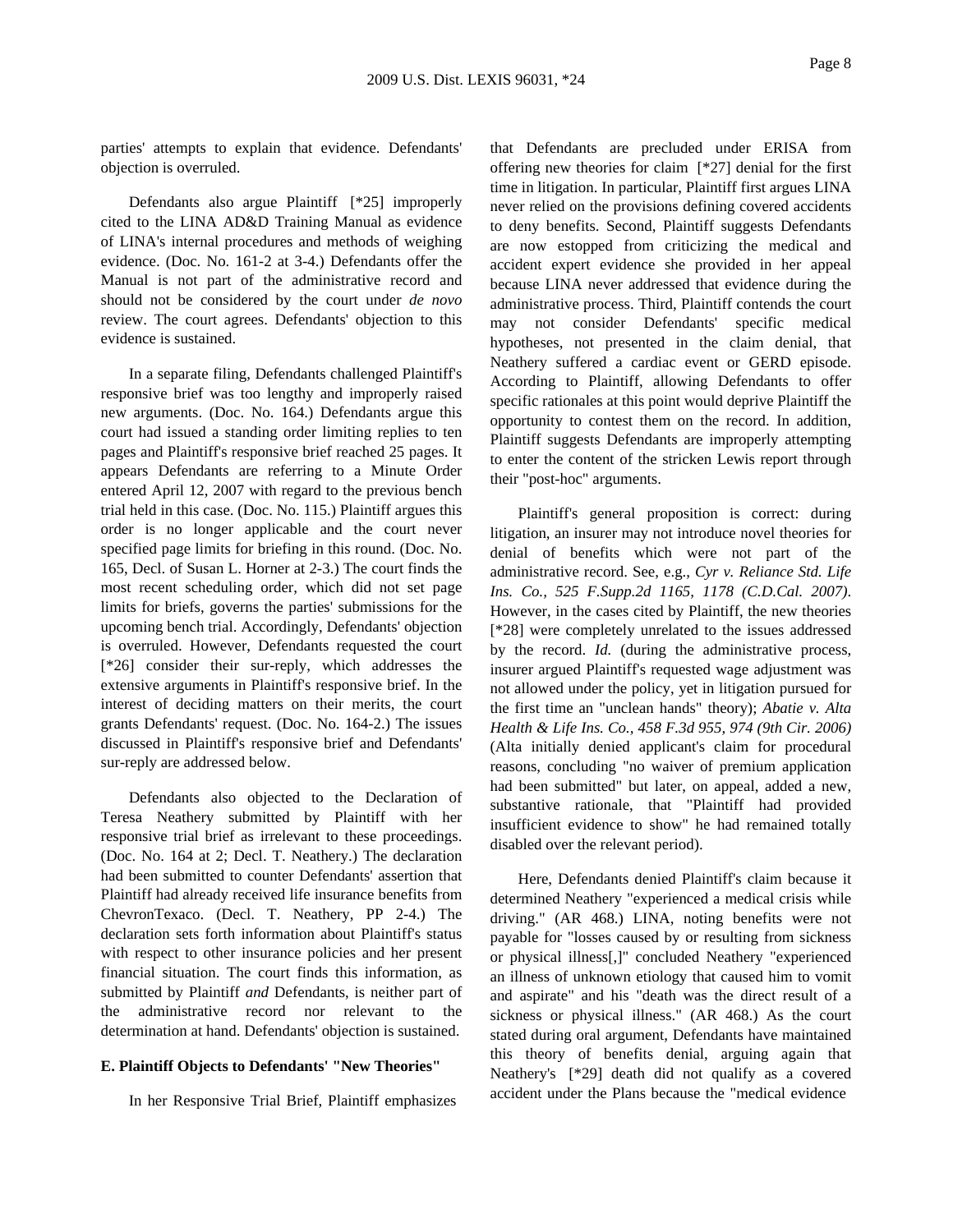parties' attempts to explain that evidence. Defendants' objection is overruled.

Defendants also argue Plaintiff [*25] improperly cited to the LINA AD&D Training Manual as evidence of LINA's internal procedures and methods of weighing evidence. (Doc. No. 161-2 at 3-4.) Defendants offer the Manual is not part of the administrative record and should not be considered by the court under *de novo* review. The court agrees. Defendants' objection to this evidence is sustained.

In a separate filing, Defendants challenged Plaintiff's responsive brief was too lengthy and improperly raised new arguments. (Doc. No. 164.) Defendants argue this court had issued a standing order limiting replies to ten pages and Plaintiff's responsive brief reached 25 pages. It appears Defendants are referring to a Minute Order entered April 12, 2007 with regard to the previous bench trial held in this case. (Doc. No. 115.) Plaintiff argues this order is no longer applicable and the court never specified page limits for briefing in this round. (Doc. No. 165, Decl. of Susan L. Horner at 2-3.) The court finds the most recent scheduling order, which did not set page limits for briefs, governs the parties' submissions for the upcoming bench trial. Accordingly, Defendants' objection is overruled. However, Defendants requested the court [*26] consider their sur-reply, which addresses the extensive arguments in Plaintiff's responsive brief. In the interest of deciding matters on their merits, the court grants Defendants' request. (Doc. No. 164-2.) The issues discussed in Plaintiff's responsive brief and Defendants' sur-reply are addressed below.

Defendants also objected to the Declaration of Teresa Neathery submitted by Plaintiff with her responsive trial brief as irrelevant to these proceedings. (Doc. No. 164 at 2; Decl. T. Neathery.) The declaration had been submitted to counter Defendants' assertion that Plaintiff had already received life insurance benefits from ChevronTexaco. (Decl. T. Neathery, PP 2-4.) The declaration sets forth information about Plaintiff's status with respect to other insurance policies and her present financial situation. The court finds this information, as submitted by Plaintiff *and* Defendants, is neither part of the administrative record nor relevant to the determination at hand. Defendants' objection is sustained.

**E. Plaintiff Objects to Defendants' "New Theories"**

In her Responsive Trial Brief, Plaintiff emphasizes that Defendants are precluded under ERISA from offering new theories for claim [*27] denial for the first time in litigation. In particular, Plaintiff first argues LINA never relied on the provisions defining covered accidents to deny benefits. Second, Plaintiff suggests Defendants are now estopped from criticizing the medical and accident expert evidence she provided in her appeal because LINA never addressed that evidence during the administrative process. Third, Plaintiff contends the court may not consider Defendants' specific medical hypotheses, not presented in the claim denial, that Neathery suffered a cardiac event or GERD episode. According to Plaintiff, allowing Defendants to offer specific rationales at this point would deprive Plaintiff the opportunity to contest them on the record. In addition, Plaintiff suggests Defendants are improperly attempting to enter the content of the stricken Lewis report through their "post-hoc" arguments.

Plaintiff's general proposition is correct: during litigation, an insurer may not introduce novel theories for denial of benefits which were not part of the administrative record. See, e.g., *Cyr v. Reliance Std. Life Ins. Co., 525 F.Supp.2d 1165, 1178 (C.D.Cal. 2007)*. However, in the cases cited by Plaintiff, the new theories [*28] were completely unrelated to the issues addressed by the record. *Id.* (during the administrative process, insurer argued Plaintiff's requested wage adjustment was not allowed under the policy, yet in litigation pursued for the first time an "unclean hands" theory); *Abatie v. Alta Health & Life Ins. Co., 458 F.3d 955, 974 (9th Cir. 2006)* (Alta initially denied applicant's claim for procedural reasons, concluding "no waiver of premium application had been submitted" but later, on appeal, added a new, substantive rationale, that "Plaintiff had provided insufficient evidence to show" he had remained totally disabled over the relevant period).

Here, Defendants denied Plaintiff's claim because it determined Neathery "experienced a medical crisis while driving." (AR 468.) LINA, noting benefits were not payable for "losses caused by or resulting from sickness or physical illness[,]" concluded Neathery "experienced an illness of unknown etiology that caused him to vomit and aspirate" and his "death was the direct result of a sickness or physical illness." (AR 468.) As the court stated during oral argument, Defendants have maintained this theory of benefits denial, arguing again that Neathery's [*29] death did not qualify as a covered accident under the Plans because the "medical evidence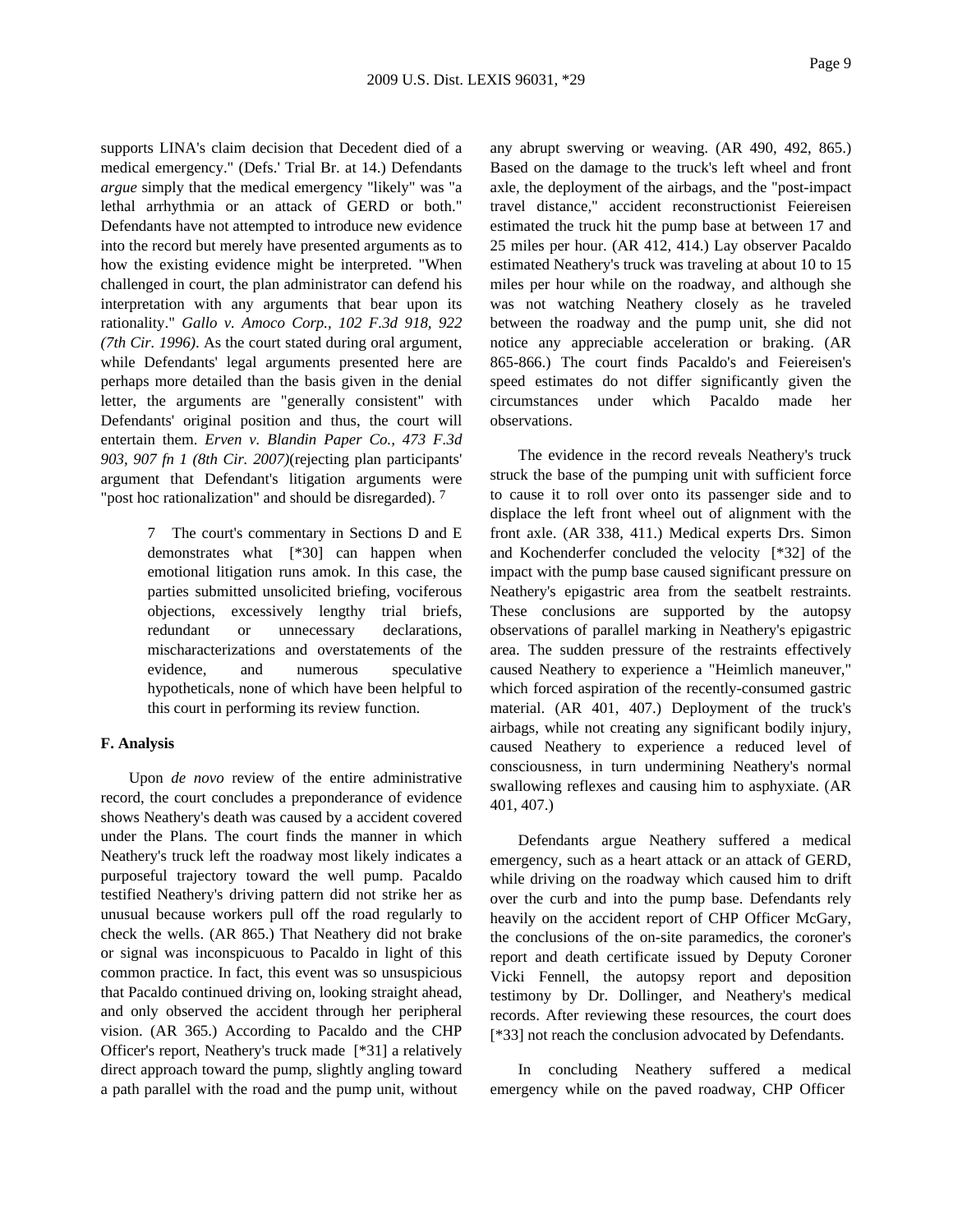supports LINA's claim decision that Decedent died of a medical emergency." (Defs.' Trial Br. at 14.) Defendants *argue* simply that the medical emergency "likely" was "a lethal arrhythmia or an attack of GERD or both." Defendants have not attempted to introduce new evidence into the record but merely have presented arguments as to how the existing evidence might be interpreted. "When challenged in court, the plan administrator can defend his interpretation with any arguments that bear upon its rationality." *Gallo v. Amoco Corp., 102 F.3d 918, 922 (7th Cir. 1996)*. As the court stated during oral argument, while Defendants' legal arguments presented here are perhaps more detailed than the basis given in the denial letter, the arguments are "generally consistent" with Defendants' original position and thus, the court will entertain them. *Erven v. Blandin Paper Co., 473 F.3d 903, 907 fn 1 (8th Cir. 2007)*(rejecting plan participants' argument that Defendant's litigation arguments were "post hoc rationalization" and should be disregarded). 7

> 7 The court's commentary in Sections D and E demonstrates what [*30] can happen when emotional litigation runs amok. In this case, the parties submitted unsolicited briefing, vociferous objections, excessively lengthy trial briefs, redundant or unnecessary declarations, mischaracterizations and overstatements of the evidence, and numerous speculative hypotheticals, none of which have been helpful to this court in performing its review function.

**F. Analysis**

Upon *de novo* review of the entire administrative record, the court concludes a preponderance of evidence shows Neathery's death was caused by a accident covered under the Plans. The court finds the manner in which Neathery's truck left the roadway most likely indicates a purposeful trajectory toward the well pump. Pacaldo testified Neathery's driving pattern did not strike her as unusual because workers pull off the road regularly to check the wells. (AR 865.) That Neathery did not brake or signal was inconspicuous to Pacaldo in light of this common practice. In fact, this event was so unsuspicious that Pacaldo continued driving on, looking straight ahead, and only observed the accident through her peripheral vision. (AR 365.) According to Pacaldo and the CHP Officer's report, Neathery's truck made [*31] a relatively direct approach toward the pump, slightly angling toward a path parallel with the road and the pump unit, without any abrupt swerving or weaving. (AR 490, 492, 865.) Based on the damage to the truck's left wheel and front axle, the deployment of the airbags, and the "post-impact travel distance," accident reconstructionist Feiereisen estimated the truck hit the pump base at between 17 and 25 miles per hour. (AR 412, 414.) Lay observer Pacaldo estimated Neathery's truck was traveling at about 10 to 15 miles per hour while on the roadway, and although she was not watching Neathery closely as he traveled between the roadway and the pump unit, she did not notice any appreciable acceleration or braking. (AR 865-866.) The court finds Pacaldo's and Feiereisen's speed estimates do not differ significantly given the circumstances under which Pacaldo made her observations.

The evidence in the record reveals Neathery's truck struck the base of the pumping unit with sufficient force to cause it to roll over onto its passenger side and to displace the left front wheel out of alignment with the front axle. (AR 338, 411.) Medical experts Drs. Simon and Kochenderfer concluded the velocity [*32] of the impact with the pump base caused significant pressure on Neathery's epigastric area from the seatbelt restraints. These conclusions are supported by the autopsy observations of parallel marking in Neathery's epigastric area. The sudden pressure of the restraints effectively caused Neathery to experience a "Heimlich maneuver," which forced aspiration of the recently-consumed gastric material. (AR 401, 407.) Deployment of the truck's airbags, while not creating any significant bodily injury, caused Neathery to experience a reduced level of consciousness, in turn undermining Neathery's normal swallowing reflexes and causing him to asphyxiate. (AR 401, 407.)

Defendants argue Neathery suffered a medical emergency, such as a heart attack or an attack of GERD, while driving on the roadway which caused him to drift over the curb and into the pump base. Defendants rely heavily on the accident report of CHP Officer McGary, the conclusions of the on-site paramedics, the coroner's report and death certificate issued by Deputy Coroner Vicki Fennell, the autopsy report and deposition testimony by Dr. Dollinger, and Neathery's medical records. After reviewing these resources, the court does [*33] not reach the conclusion advocated by Defendants.

In concluding Neathery suffered a medical emergency while on the paved roadway, CHP Officer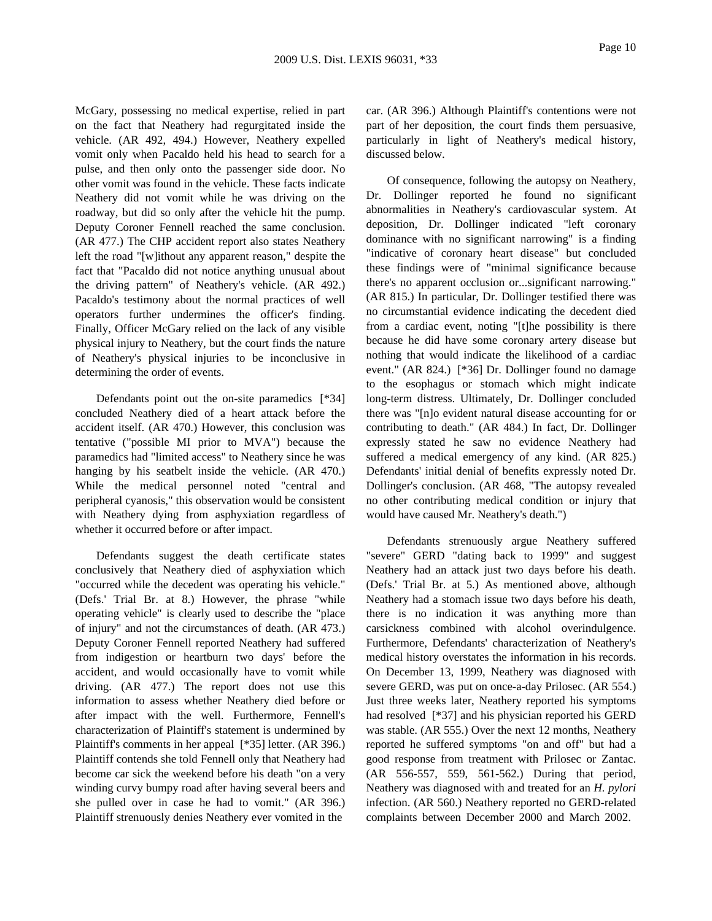McGary, possessing no medical expertise, relied in part on the fact that Neathery had regurgitated inside the vehicle. (AR 492, 494.) However, Neathery expelled vomit only when Pacaldo held his head to search for a pulse, and then only onto the passenger side door. No other vomit was found in the vehicle. These facts indicate Neathery did not vomit while he was driving on the roadway, but did so only after the vehicle hit the pump. Deputy Coroner Fennell reached the same conclusion. (AR 477.) The CHP accident report also states Neathery left the road "[w]ithout any apparent reason," despite the fact that "Pacaldo did not notice anything unusual about the driving pattern" of Neathery's vehicle. (AR 492.) Pacaldo's testimony about the normal practices of well operators further undermines the officer's finding. Finally, Officer McGary relied on the lack of any visible physical injury to Neathery, but the court finds the nature of Neathery's physical injuries to be inconclusive in determining the order of events.

Defendants point out the on-site paramedics [*34] concluded Neathery died of a heart attack before the accident itself. (AR 470.) However, this conclusion was tentative ("possible MI prior to MVA") because the paramedics had "limited access" to Neathery since he was hanging by his seatbelt inside the vehicle. (AR 470.) While the medical personnel noted "central and peripheral cyanosis," this observation would be consistent with Neathery dying from asphyxiation regardless of whether it occurred before or after impact.

Defendants suggest the death certificate states conclusively that Neathery died of asphyxiation which "occurred while the decedent was operating his vehicle." (Defs.' Trial Br. at 8.) However, the phrase "while operating vehicle" is clearly used to describe the "place of injury" and not the circumstances of death. (AR 473.) Deputy Coroner Fennell reported Neathery had suffered from indigestion or heartburn two days' before the accident, and would occasionally have to vomit while driving. (AR 477.) The report does not use this information to assess whether Neathery died before or after impact with the well. Furthermore, Fennell's characterization of Plaintiff's statement is undermined by Plaintiff's comments in her appeal [*35] letter. (AR 396.) Plaintiff contends she told Fennell only that Neathery had become car sick the weekend before his death "on a very winding curvy bumpy road after having several beers and she pulled over in case he had to vomit." (AR 396.) Plaintiff strenuously denies Neathery ever vomited in the car. (AR 396.) Although Plaintiff's contentions were not part of her deposition, the court finds them persuasive, particularly in light of Neathery's medical history, discussed below.

Of consequence, following the autopsy on Neathery, Dr. Dollinger reported he found no significant abnormalities in Neathery's cardiovascular system. At deposition, Dr. Dollinger indicated "left coronary dominance with no significant narrowing" is a finding "indicative of coronary heart disease" but concluded these findings were of "minimal significance because there's no apparent occlusion or...significant narrowing." (AR 815.) In particular, Dr. Dollinger testified there was no circumstantial evidence indicating the decedent died from a cardiac event, noting "[t]he possibility is there because he did have some coronary artery disease but nothing that would indicate the likelihood of a cardiac event." (AR 824.) [*36] Dr. Dollinger found no damage to the esophagus or stomach which might indicate long-term distress. Ultimately, Dr. Dollinger concluded there was "[n]o evident natural disease accounting for or contributing to death." (AR 484.) In fact, Dr. Dollinger expressly stated he saw no evidence Neathery had suffered a medical emergency of any kind. (AR 825.) Defendants' initial denial of benefits expressly noted Dr. Dollinger's conclusion. (AR 468, "The autopsy revealed no other contributing medical condition or injury that would have caused Mr. Neathery's death.")

Defendants strenuously argue Neathery suffered "severe" GERD "dating back to 1999" and suggest Neathery had an attack just two days before his death. (Defs.' Trial Br. at 5.) As mentioned above, although Neathery had a stomach issue two days before his death, there is no indication it was anything more than carsickness combined with alcohol overindulgence. Furthermore, Defendants' characterization of Neathery's medical history overstates the information in his records. On December 13, 1999, Neathery was diagnosed with severe GERD, was put on once-a-day Prilosec. (AR 554.) Just three weeks later, Neathery reported his symptoms had resolved [*37] and his physician reported his GERD was stable. (AR 555.) Over the next 12 months, Neathery reported he suffered symptoms "on and off" but had a good response from treatment with Prilosec or Zantac. (AR 556-557, 559, 561-562.) During that period, Neathery was diagnosed with and treated for an *H. pylori* infection. (AR 560.) Neathery reported no GERD-related complaints between December 2000 and March 2002.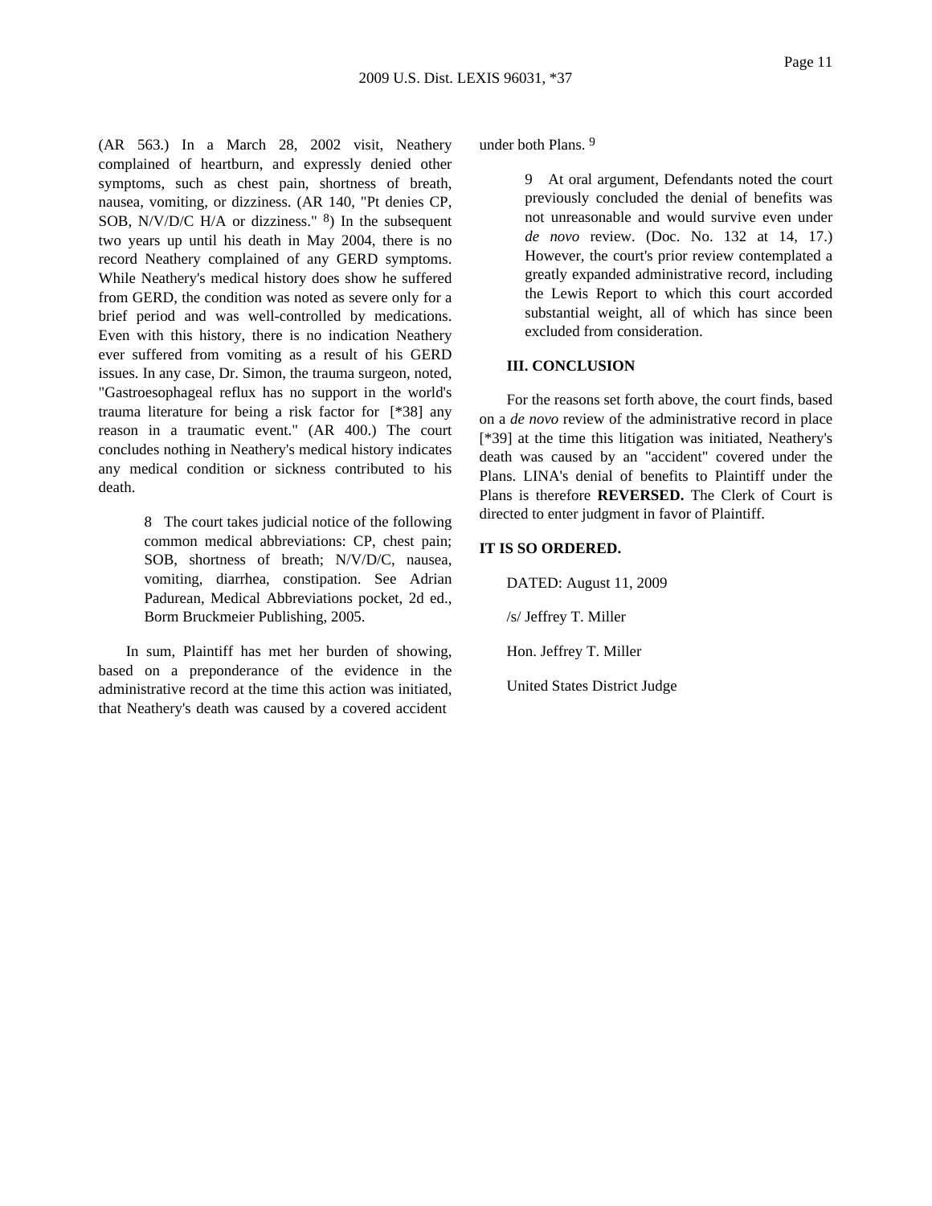(AR 563.) In a March 28, 2002 visit, Neathery complained of heartburn, and expressly denied other symptoms, such as chest pain, shortness of breath, nausea, vomiting, or dizziness. (AR 140, "Pt denies CP, SOB, N/V/D/C H/A or dizziness." [8]) In the subsequent two years up until his death in May 2004, there is no record Neathery complained of any GERD symptoms. While Neathery's medical history does show he suffered from GERD, the condition was noted as severe only for a brief period and was well-controlled by medications. Even with this history, there is no indication Neathery ever suffered from vomiting as a result of his GERD issues. In any case, Dr. Simon, the trauma surgeon, noted, "Gastroesophageal reflux has no support in the world's trauma literature for being a risk factor for [*38] any reason in a traumatic event." (AR 400.) The court concludes nothing in Neathery's medical history indicates any medical condition or sickness contributed to his death.

> 8 The court takes judicial notice of the following common medical abbreviations: CP, chest pain; SOB, shortness of breath; N/V/D/C, nausea, vomiting, diarrhea, constipation. See Adrian Padurean, Medical Abbreviations pocket, 2d ed., Borm Bruckmeier Publishing, 2005.

In sum, Plaintiff has met her burden of showing, based on a preponderance of the evidence in the administrative record at the time this action was initiated, that Neathery's death was caused by a covered accident under both Plans. [9]

> 9 At oral argument, Defendants noted the court previously concluded the denial of benefits was not unreasonable and would survive even under *de novo* review. (Doc. No. 132 at 14, 17.) However, the court's prior review contemplated a greatly expanded administrative record, including the Lewis Report to which this court accorded substantial weight, all of which has since been excluded from consideration.

### III. CONCLUSION

For the reasons set forth above, the court finds, based on a *de novo* review of the administrative record in place [*39] at the time this litigation was initiated, Neathery's death was caused by an "accident" covered under the Plans. LINA's denial of benefits to Plaintiff under the Plans is therefore **REVERSED.** The Clerk of Court is directed to enter judgment in favor of Plaintiff.

**IT IS SO ORDERED.**

DATED: August 11, 2009

/s/ Jeffrey T. Miller

Hon. Jeffrey T. Miller

United States District Judge